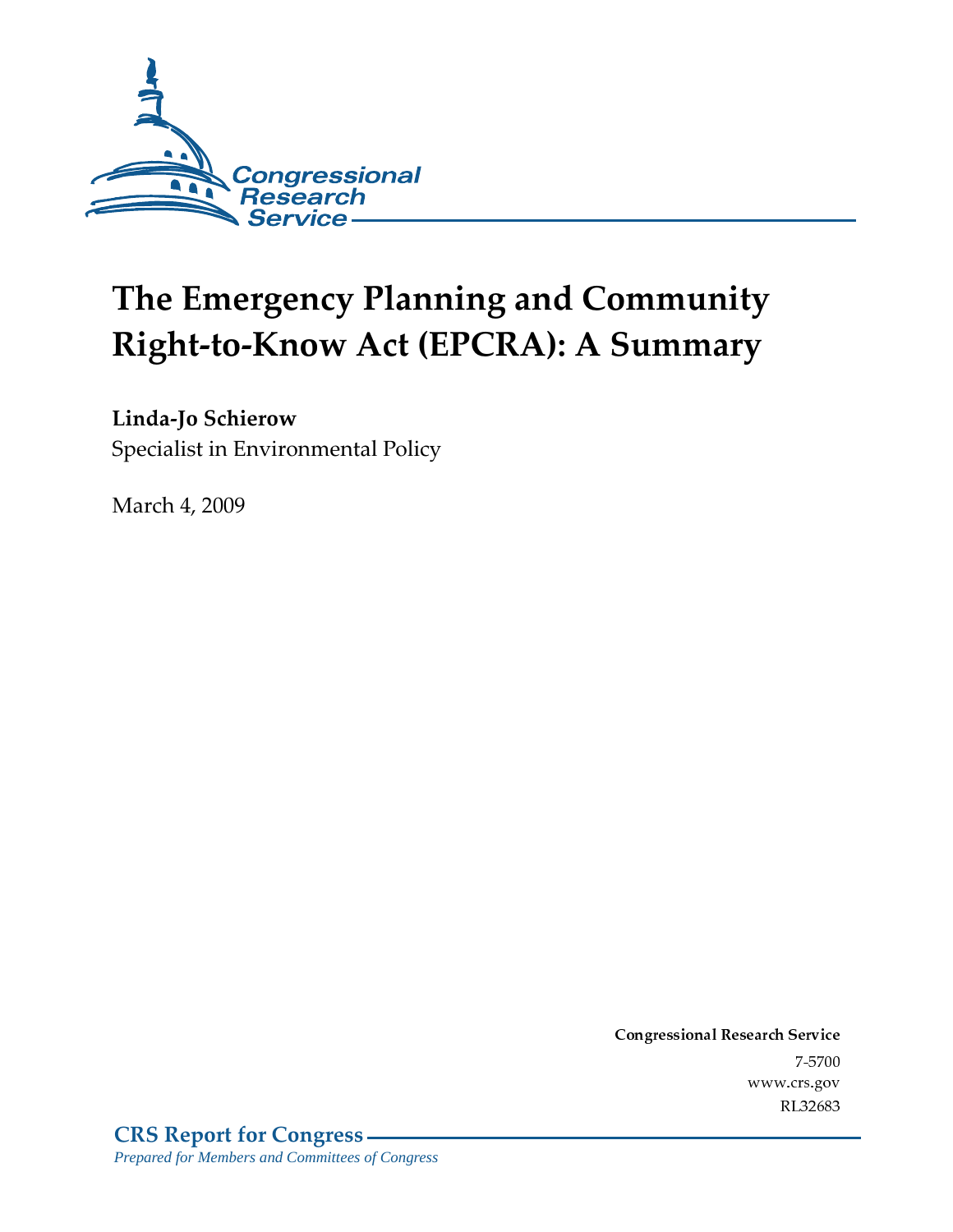Congressional Research Service

# The Emergency Planning and Community Right-to-Know Act (EPCRA): A Summary

**Linda-Jo Schierow**
Specialist in Environmental Policy

March 4, 2009

**Congressional Research Service**
7-5700
www.crs.gov
RL32683

**CRS Report for Congress**
*Prepared for Members and Committees of Congress*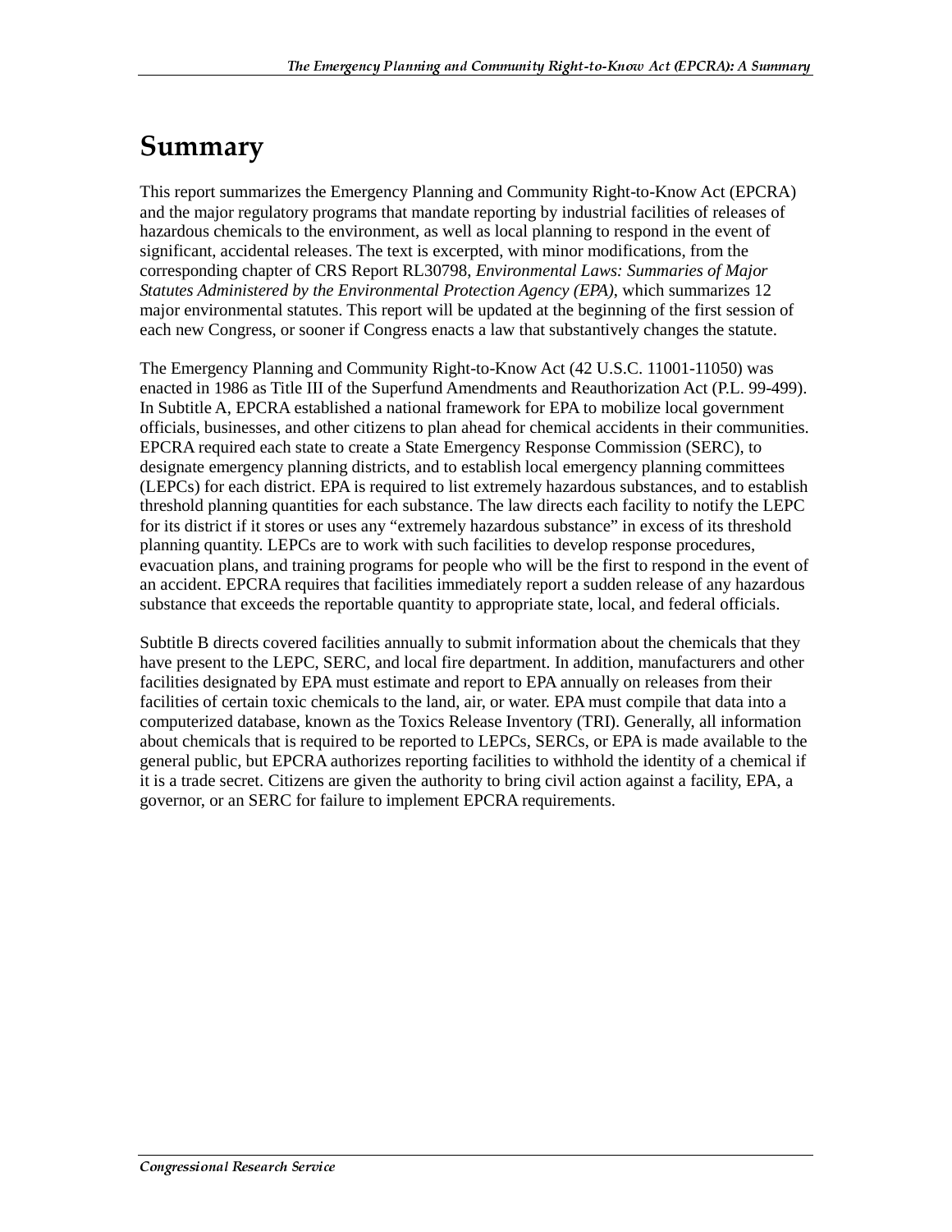# Summary

This report summarizes the Emergency Planning and Community Right-to-Know Act (EPCRA) and the major regulatory programs that mandate reporting by industrial facilities of releases of hazardous chemicals to the environment, as well as local planning to respond in the event of significant, accidental releases. The text is excerpted, with minor modifications, from the corresponding chapter of CRS Report RL30798, *Environmental Laws: Summaries of Major Statutes Administered by the Environmental Protection Agency (EPA)*, which summarizes 12 major environmental statutes. This report will be updated at the beginning of the first session of each new Congress, or sooner if Congress enacts a law that substantively changes the statute.

The Emergency Planning and Community Right-to-Know Act (42 U.S.C. 11001-11050) was enacted in 1986 as Title III of the Superfund Amendments and Reauthorization Act (P.L. 99-499). In Subtitle A, EPCRA established a national framework for EPA to mobilize local government officials, businesses, and other citizens to plan ahead for chemical accidents in their communities. EPCRA required each state to create a State Emergency Response Commission (SERC), to designate emergency planning districts, and to establish local emergency planning committees (LEPCs) for each district. EPA is required to list extremely hazardous substances, and to establish threshold planning quantities for each substance. The law directs each facility to notify the LEPC for its district if it stores or uses any "extremely hazardous substance" in excess of its threshold planning quantity. LEPCs are to work with such facilities to develop response procedures, evacuation plans, and training programs for people who will be the first to respond in the event of an accident. EPCRA requires that facilities immediately report a sudden release of any hazardous substance that exceeds the reportable quantity to appropriate state, local, and federal officials.

Subtitle B directs covered facilities annually to submit information about the chemicals that they have present to the LEPC, SERC, and local fire department. In addition, manufacturers and other facilities designated by EPA must estimate and report to EPA annually on releases from their facilities of certain toxic chemicals to the land, air, or water. EPA must compile that data into a computerized database, known as the Toxics Release Inventory (TRI). Generally, all information about chemicals that is required to be reported to LEPCs, SERCs, or EPA is made available to the general public, but EPCRA authorizes reporting facilities to withhold the identity of a chemical if it is a trade secret. Citizens are given the authority to bring civil action against a facility, EPA, a governor, or an SERC for failure to implement EPCRA requirements.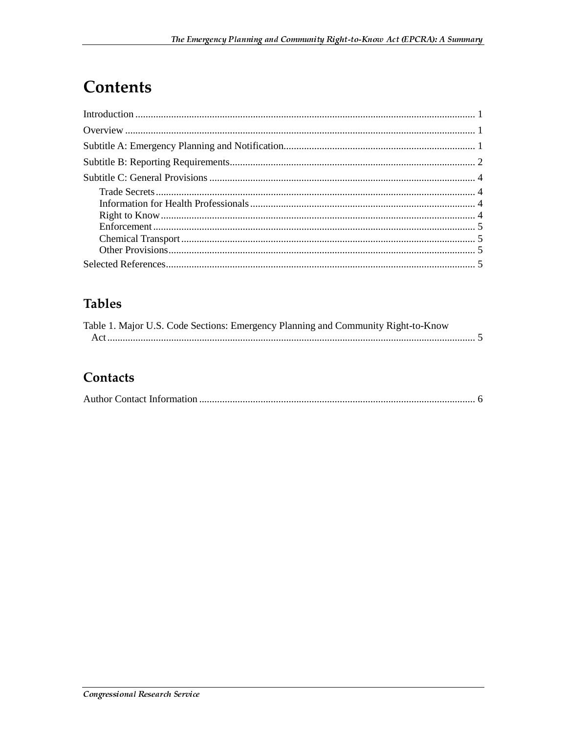# Contents

Introduction ..... 1

Overview ..... 1

Subtitle A: Emergency Planning and Notification ..... 1

Subtitle B: Reporting Requirements ..... 2

Subtitle C: General Provisions ..... 4

- Trade Secrets ..... 4
- Information for Health Professionals ..... 4
- Right to Know ..... 4
- Enforcement ..... 5
- Chemical Transport ..... 5
- Other Provisions ..... 5

Selected References ..... 5

## Tables

Table 1. Major U.S. Code Sections: Emergency Planning and Community Right-to-Know Act ..... 5

## Contacts

Author Contact Information ..... 6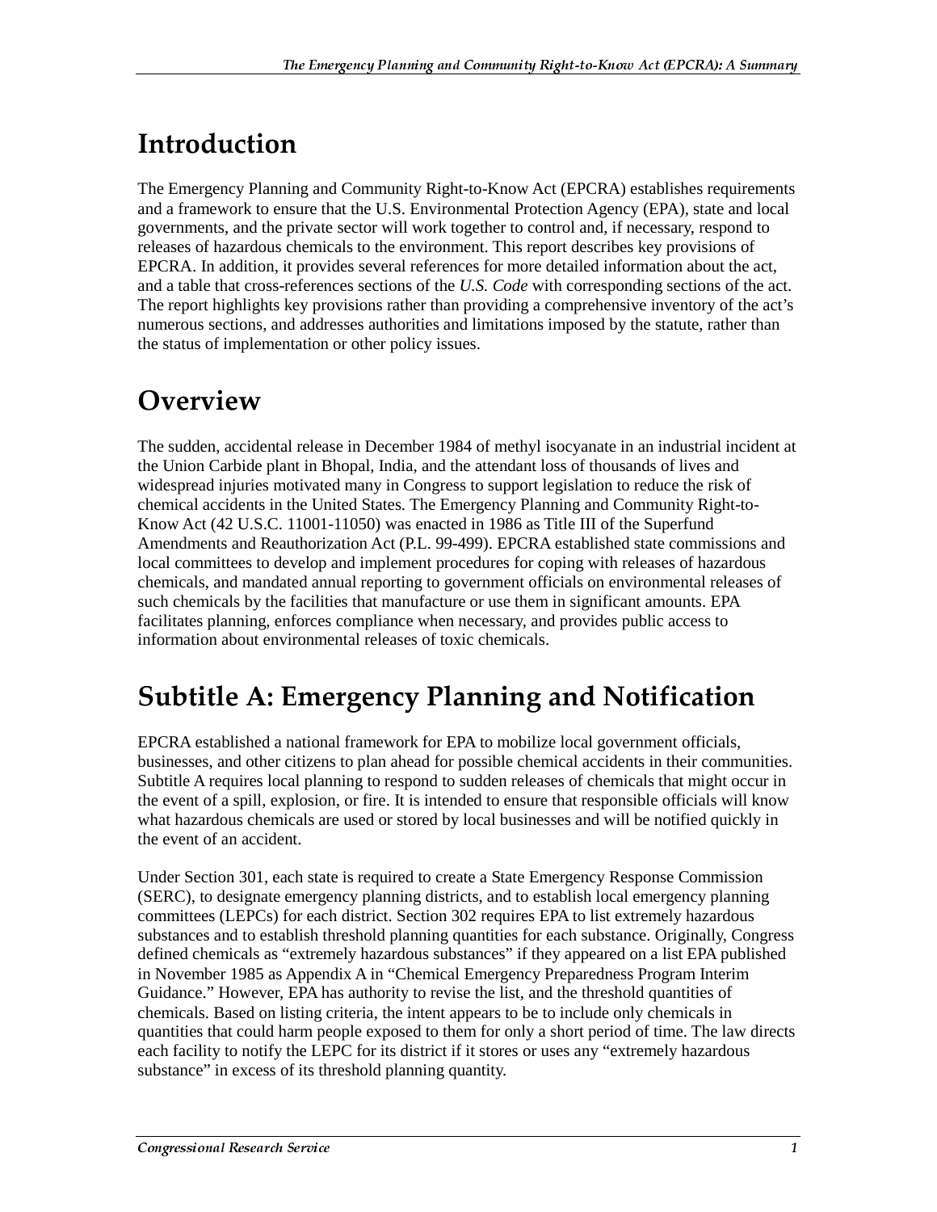# Introduction

The Emergency Planning and Community Right-to-Know Act (EPCRA) establishes requirements and a framework to ensure that the U.S. Environmental Protection Agency (EPA), state and local governments, and the private sector will work together to control and, if necessary, respond to releases of hazardous chemicals to the environment. This report describes key provisions of EPCRA. In addition, it provides several references for more detailed information about the act, and a table that cross-references sections of the *U.S. Code* with corresponding sections of the act. The report highlights key provisions rather than providing a comprehensive inventory of the act's numerous sections, and addresses authorities and limitations imposed by the statute, rather than the status of implementation or other policy issues.

# Overview

The sudden, accidental release in December 1984 of methyl isocyanate in an industrial incident at the Union Carbide plant in Bhopal, India, and the attendant loss of thousands of lives and widespread injuries motivated many in Congress to support legislation to reduce the risk of chemical accidents in the United States. The Emergency Planning and Community Right-to-Know Act (42 U.S.C. 11001-11050) was enacted in 1986 as Title III of the Superfund Amendments and Reauthorization Act (P.L. 99-499). EPCRA established state commissions and local committees to develop and implement procedures for coping with releases of hazardous chemicals, and mandated annual reporting to government officials on environmental releases of such chemicals by the facilities that manufacture or use them in significant amounts. EPA facilitates planning, enforces compliance when necessary, and provides public access to information about environmental releases of toxic chemicals.

# Subtitle A: Emergency Planning and Notification

EPCRA established a national framework for EPA to mobilize local government officials, businesses, and other citizens to plan ahead for possible chemical accidents in their communities. Subtitle A requires local planning to respond to sudden releases of chemicals that might occur in the event of a spill, explosion, or fire. It is intended to ensure that responsible officials will know what hazardous chemicals are used or stored by local businesses and will be notified quickly in the event of an accident.

Under Section 301, each state is required to create a State Emergency Response Commission (SERC), to designate emergency planning districts, and to establish local emergency planning committees (LEPCs) for each district. Section 302 requires EPA to list extremely hazardous substances and to establish threshold planning quantities for each substance. Originally, Congress defined chemicals as "extremely hazardous substances" if they appeared on a list EPA published in November 1985 as Appendix A in "Chemical Emergency Preparedness Program Interim Guidance." However, EPA has authority to revise the list, and the threshold quantities of chemicals. Based on listing criteria, the intent appears to be to include only chemicals in quantities that could harm people exposed to them for only a short period of time. The law directs each facility to notify the LEPC for its district if it stores or uses any "extremely hazardous substance" in excess of its threshold planning quantity.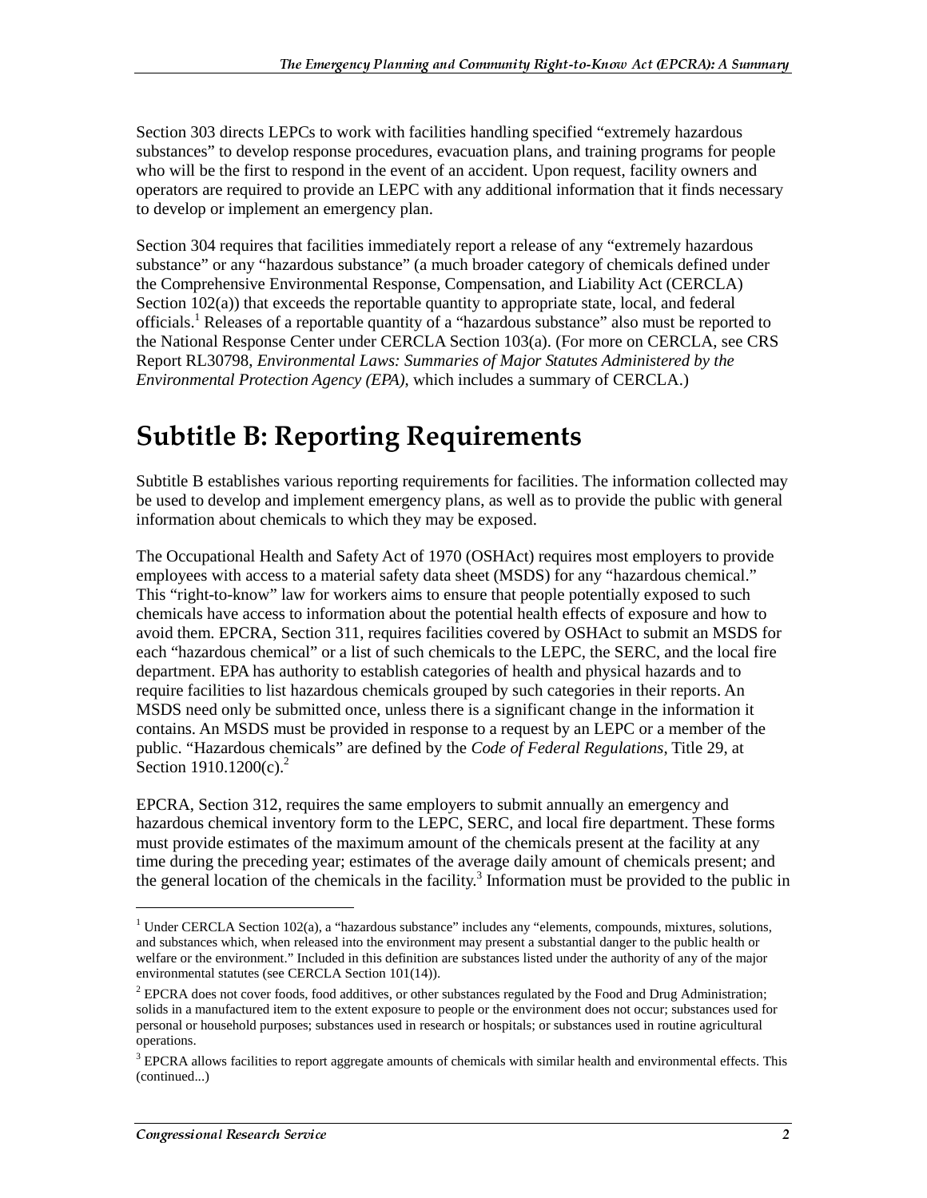Section 303 directs LEPCs to work with facilities handling specified "extremely hazardous substances" to develop response procedures, evacuation plans, and training programs for people who will be the first to respond in the event of an accident. Upon request, facility owners and operators are required to provide an LEPC with any additional information that it finds necessary to develop or implement an emergency plan.

Section 304 requires that facilities immediately report a release of any "extremely hazardous substance" or any "hazardous substance" (a much broader category of chemicals defined under the Comprehensive Environmental Response, Compensation, and Liability Act (CERCLA) Section 102(a)) that exceeds the reportable quantity to appropriate state, local, and federal officials.[1] Releases of a reportable quantity of a "hazardous substance" also must be reported to the National Response Center under CERCLA Section 103(a). (For more on CERCLA, see CRS Report RL30798, *Environmental Laws: Summaries of Major Statutes Administered by the Environmental Protection Agency (EPA)*, which includes a summary of CERCLA.)

## Subtitle B: Reporting Requirements

Subtitle B establishes various reporting requirements for facilities. The information collected may be used to develop and implement emergency plans, as well as to provide the public with general information about chemicals to which they may be exposed.

The Occupational Health and Safety Act of 1970 (OSHAct) requires most employers to provide employees with access to a material safety data sheet (MSDS) for any "hazardous chemical." This "right-to-know" law for workers aims to ensure that people potentially exposed to such chemicals have access to information about the potential health effects of exposure and how to avoid them. EPCRA, Section 311, requires facilities covered by OSHAct to submit an MSDS for each "hazardous chemical" or a list of such chemicals to the LEPC, the SERC, and the local fire department. EPA has authority to establish categories of health and physical hazards and to require facilities to list hazardous chemicals grouped by such categories in their reports. An MSDS need only be submitted once, unless there is a significant change in the information it contains. An MSDS must be provided in response to a request by an LEPC or a member of the public. "Hazardous chemicals" are defined by the *Code of Federal Regulations*, Title 29, at Section 1910.1200(c).[2]

EPCRA, Section 312, requires the same employers to submit annually an emergency and hazardous chemical inventory form to the LEPC, SERC, and local fire department. These forms must provide estimates of the maximum amount of the chemicals present at the facility at any time during the preceding year; estimates of the average daily amount of chemicals present; and the general location of the chemicals in the facility.[3] Information must be provided to the public in

---

[1] Under CERCLA Section 102(a), a "hazardous substance" includes any "elements, compounds, mixtures, solutions, and substances which, when released into the environment may present a substantial danger to the public health or welfare or the environment." Included in this definition are substances listed under the authority of any of the major environmental statutes (see CERCLA Section 101(14)).

[2] EPCRA does not cover foods, food additives, or other substances regulated by the Food and Drug Administration; solids in a manufactured item to the extent exposure to people or the environment does not occur; substances used for personal or household purposes; substances used in research or hospitals; or substances used in routine agricultural operations.

[3] EPCRA allows facilities to report aggregate amounts of chemicals with similar health and environmental effects. This (continued...)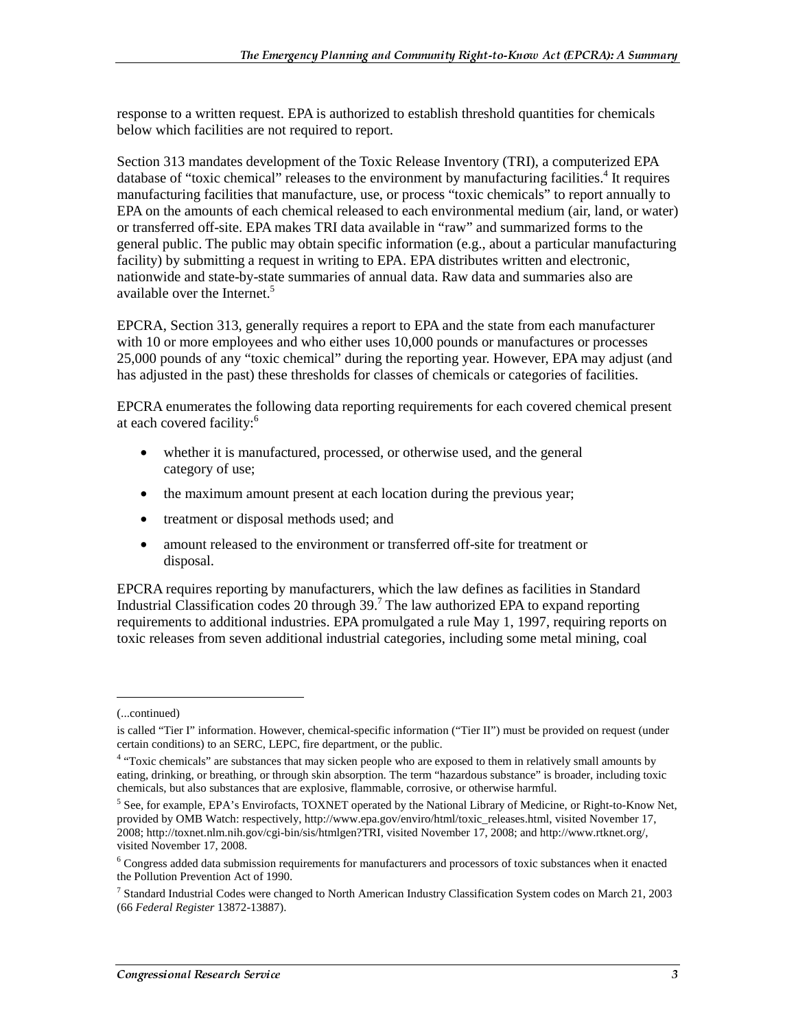response to a written request. EPA is authorized to establish threshold quantities for chemicals below which facilities are not required to report.

Section 313 mandates development of the Toxic Release Inventory (TRI), a computerized EPA database of "toxic chemical" releases to the environment by manufacturing facilities.[4] It requires manufacturing facilities that manufacture, use, or process "toxic chemicals" to report annually to EPA on the amounts of each chemical released to each environmental medium (air, land, or water) or transferred off-site. EPA makes TRI data available in "raw" and summarized forms to the general public. The public may obtain specific information (e.g., about a particular manufacturing facility) by submitting a request in writing to EPA. EPA distributes written and electronic, nationwide and state-by-state summaries of annual data. Raw data and summaries also are available over the Internet.[5]

EPCRA, Section 313, generally requires a report to EPA and the state from each manufacturer with 10 or more employees and who either uses 10,000 pounds or manufactures or processes 25,000 pounds of any "toxic chemical" during the reporting year. However, EPA may adjust (and has adjusted in the past) these thresholds for classes of chemicals or categories of facilities.

EPCRA enumerates the following data reporting requirements for each covered chemical present at each covered facility:[6]

- whether it is manufactured, processed, or otherwise used, and the general category of use;
- the maximum amount present at each location during the previous year;
- treatment or disposal methods used; and
- amount released to the environment or transferred off-site for treatment or disposal.

EPCRA requires reporting by manufacturers, which the law defines as facilities in Standard Industrial Classification codes 20 through 39.[7] The law authorized EPA to expand reporting requirements to additional industries. EPA promulgated a rule May 1, 1997, requiring reports on toxic releases from seven additional industrial categories, including some metal mining, coal

---

(...continued)

is called "Tier I" information. However, chemical-specific information ("Tier II") must be provided on request (under certain conditions) to an SERC, LEPC, fire department, or the public.

[4] "Toxic chemicals" are substances that may sicken people who are exposed to them in relatively small amounts by eating, drinking, or breathing, or through skin absorption. The term "hazardous substance" is broader, including toxic chemicals, but also substances that are explosive, flammable, corrosive, or otherwise harmful.

[5] See, for example, EPA's Envirofacts, TOXNET operated by the National Library of Medicine, or Right-to-Know Net, provided by OMB Watch: respectively, http://www.epa.gov/enviro/html/toxic_releases.html, visited November 17, 2008; http://toxnet.nlm.nih.gov/cgi-bin/sis/htmlgen?TRI, visited November 17, 2008; and http://www.rtknet.org/, visited November 17, 2008.

[6] Congress added data submission requirements for manufacturers and processors of toxic substances when it enacted the Pollution Prevention Act of 1990.

[7] Standard Industrial Codes were changed to North American Industry Classification System codes on March 21, 2003 (66 *Federal Register* 13872-13887).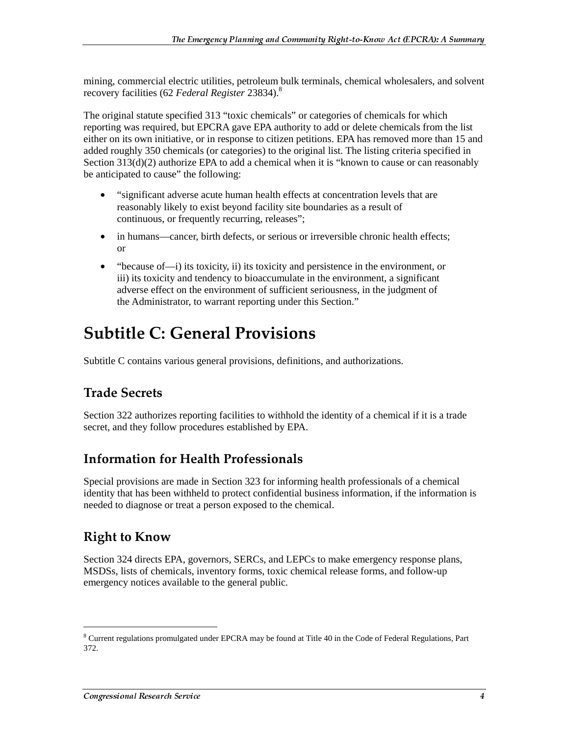mining, commercial electric utilities, petroleum bulk terminals, chemical wholesalers, and solvent recovery facilities (62 *Federal Register* 23834).[8]

The original statute specified 313 "toxic chemicals" or categories of chemicals for which reporting was required, but EPCRA gave EPA authority to add or delete chemicals from the list either on its own initiative, or in response to citizen petitions. EPA has removed more than 15 and added roughly 350 chemicals (or categories) to the original list. The listing criteria specified in Section 313(d)(2) authorize EPA to add a chemical when it is "known to cause or can reasonably be anticipated to cause" the following:

- "significant adverse acute human health effects at concentration levels that are reasonably likely to exist beyond facility site boundaries as a result of continuous, or frequently recurring, releases";
- in humans—cancer, birth defects, or serious or irreversible chronic health effects; or
- "because of—i) its toxicity, ii) its toxicity and persistence in the environment, or iii) its toxicity and tendency to bioaccumulate in the environment, a significant adverse effect on the environment of sufficient seriousness, in the judgment of the Administrator, to warrant reporting under this Section."

# Subtitle C: General Provisions

Subtitle C contains various general provisions, definitions, and authorizations.

## Trade Secrets

Section 322 authorizes reporting facilities to withhold the identity of a chemical if it is a trade secret, and they follow procedures established by EPA.

## Information for Health Professionals

Special provisions are made in Section 323 for informing health professionals of a chemical identity that has been withheld to protect confidential business information, if the information is needed to diagnose or treat a person exposed to the chemical.

## Right to Know

Section 324 directs EPA, governors, SERCs, and LEPCs to make emergency response plans, MSDSs, lists of chemicals, inventory forms, toxic chemical release forms, and follow-up emergency notices available to the general public.

---

[8] Current regulations promulgated under EPCRA may be found at Title 40 in the Code of Federal Regulations, Part 372.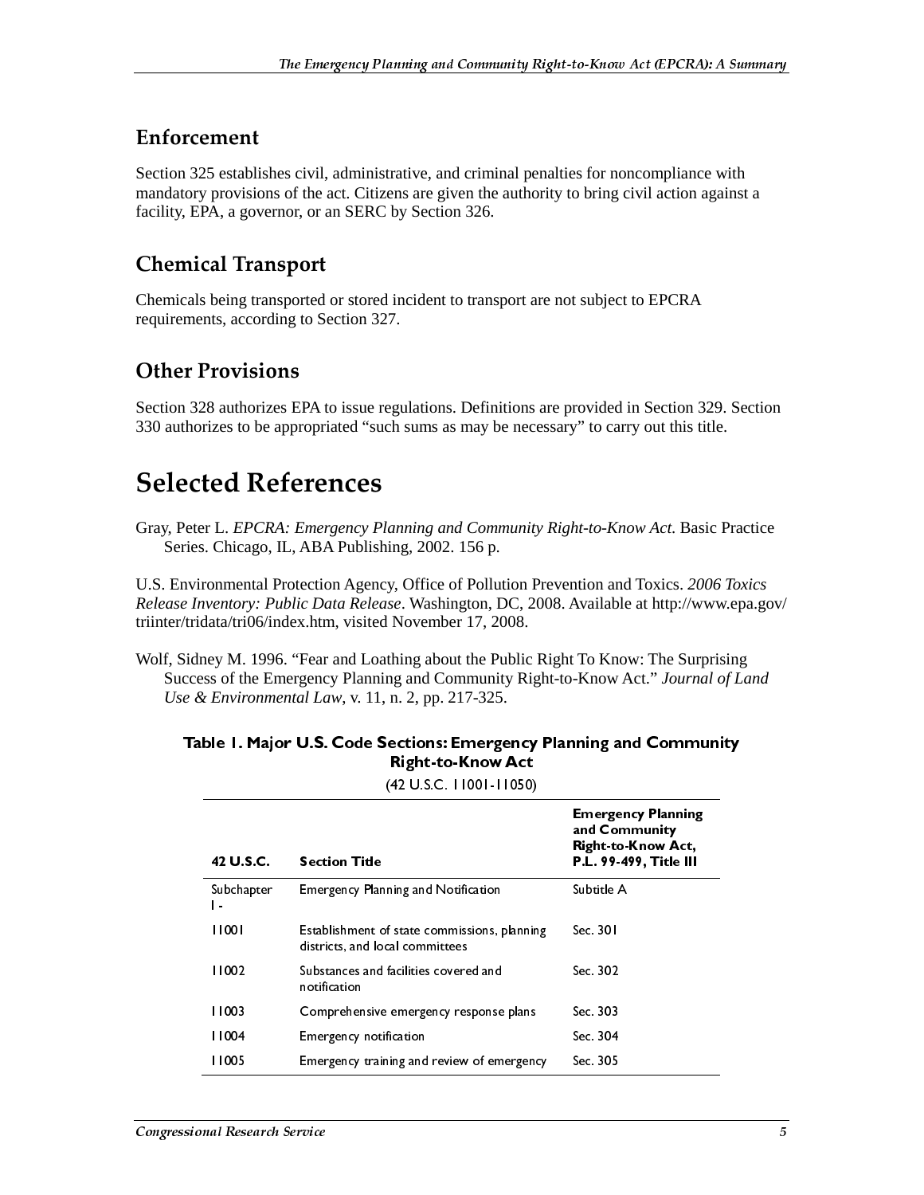## Enforcement

Section 325 establishes civil, administrative, and criminal penalties for noncompliance with mandatory provisions of the act. Citizens are given the authority to bring civil action against a facility, EPA, a governor, or an SERC by Section 326.

## Chemical Transport

Chemicals being transported or stored incident to transport are not subject to EPCRA requirements, according to Section 327.

## Other Provisions

Section 328 authorizes EPA to issue regulations. Definitions are provided in Section 329. Section 330 authorizes to be appropriated "such sums as may be necessary" to carry out this title.

# Selected References

Gray, Peter L. *EPCRA: Emergency Planning and Community Right-to-Know Act*. Basic Practice Series. Chicago, IL, ABA Publishing, 2002. 156 p.

U.S. Environmental Protection Agency, Office of Pollution Prevention and Toxics. *2006 Toxics Release Inventory: Public Data Release*. Washington, DC, 2008. Available at http://www.epa.gov/triinter/tridata/tri06/index.htm, visited November 17, 2008.

Wolf, Sidney M. 1996. "Fear and Loathing about the Public Right To Know: The Surprising Success of the Emergency Planning and Community Right-to-Know Act." *Journal of Land Use & Environmental Law*, v. 11, n. 2, pp. 217-325.

**Table 1. Major U.S. Code Sections: Emergency Planning and Community Right-to-Know Act**

(42 U.S.C. 11001-11050)

| 42 U.S.C. | Section Title | Emergency Planning and Community Right-to-Know Act, P.L. 99-499, Title III |
|---|---|---|
| Subchapter I - | Emergency Planning and Notification | Subtitle A |
| 11001 | Establishment of state commissions, planning districts, and local committees | Sec. 301 |
| 11002 | Substances and facilities covered and notification | Sec. 302 |
| 11003 | Comprehensive emergency response plans | Sec. 303 |
| 11004 | Emergency notification | Sec. 304 |
| 11005 | Emergency training and review of emergency | Sec. 305 |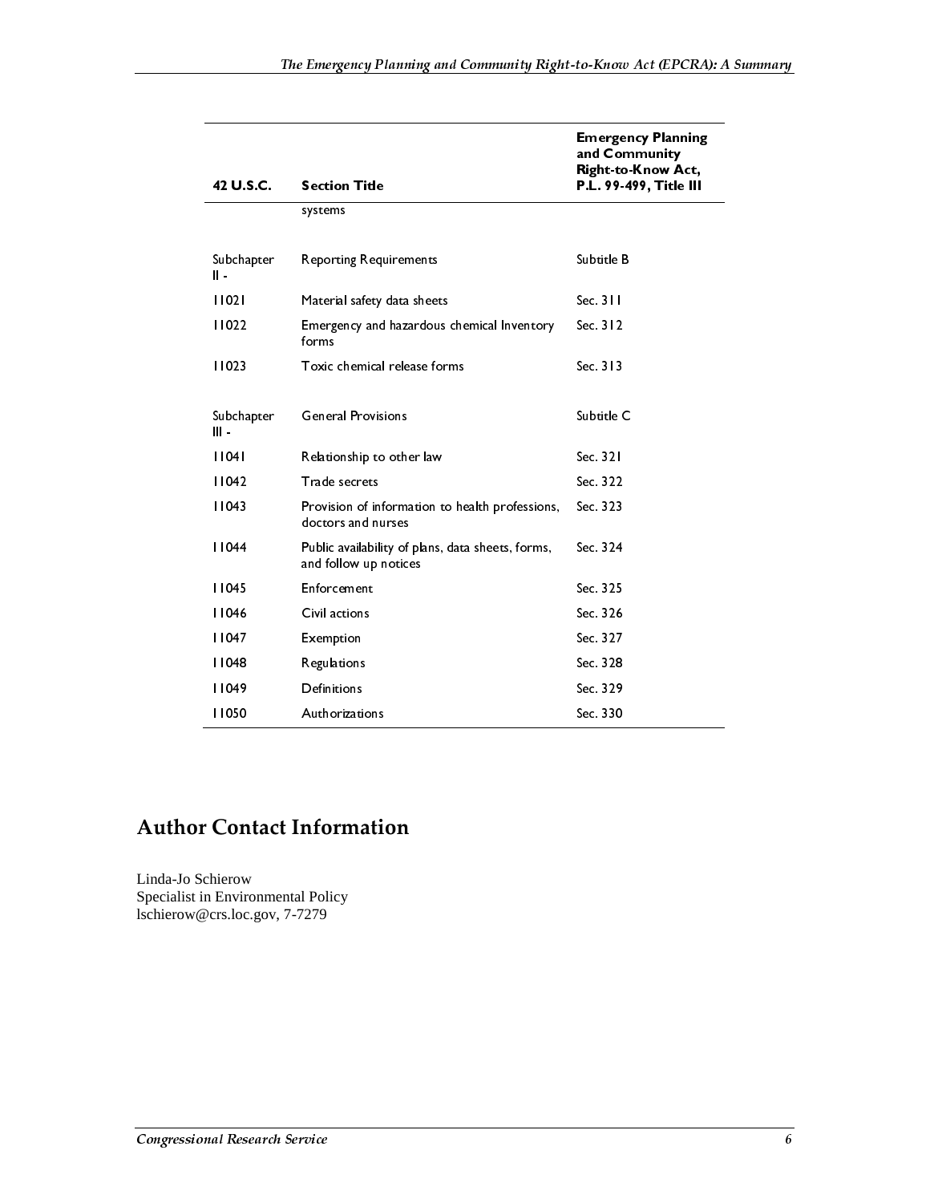| 42 U.S.C. | Section Title | Emergency Planning and Community Right-to-Know Act, P.L. 99-499, Title III |
|---|---|---|
| | systems | |
| Subchapter II - | Reporting Requirements | Subtitle B |
| 11021 | Material safety data sheets | Sec. 311 |
| 11022 | Emergency and hazardous chemical Inventory forms | Sec. 312 |
| 11023 | Toxic chemical release forms | Sec. 313 |
| Subchapter III - | General Provisions | Subtitle C |
| 11041 | Relationship to other law | Sec. 321 |
| 11042 | Trade secrets | Sec. 322 |
| 11043 | Provision of information to health professions, doctors and nurses | Sec. 323 |
| 11044 | Public availability of plans, data sheets, forms, and follow up notices | Sec. 324 |
| 11045 | Enforcement | Sec. 325 |
| 11046 | Civil actions | Sec. 326 |
| 11047 | Exemption | Sec. 327 |
| 11048 | Regulations | Sec. 328 |
| 11049 | Definitions | Sec. 329 |
| 11050 | Authorizations | Sec. 330 |

## Author Contact Information

Linda-Jo Schierow
Specialist in Environmental Policy
lschierow@crs.loc.gov, 7-7279